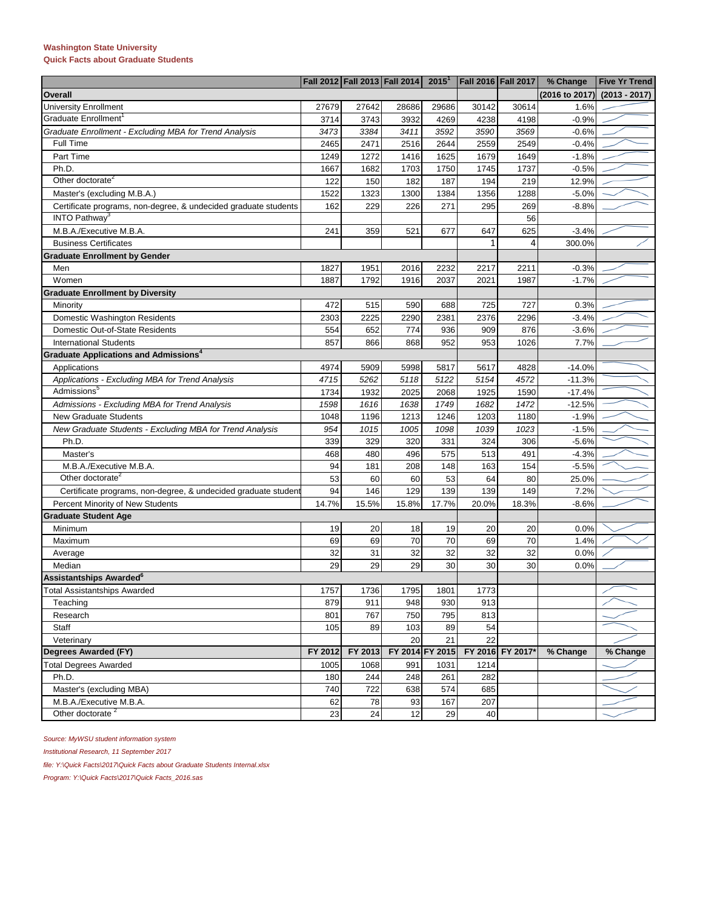**Washington State University**
**Quick Facts about Graduate Students**

| | Fall 2012 | Fall 2013 | Fall 2014 | 2015[1] | Fall 2016 | Fall 2017 | % Change | Five Yr Trend |
|---|---|---|---|---|---|---|---|---|
| **Overall** | | | | | | | (2016 to 2017) | (2013 - 2017) |
| University Enrollment | 27679 | 27642 | 28686 | 29686 | 30142 | 30614 | 1.6% | |
| Graduate Enrollment[1] | 3714 | 3743 | 3932 | 4269 | 4238 | 4198 | -0.9% | |
| *Graduate Enrollment - Excluding MBA for Trend Analysis* | *3473* | *3384* | *3411* | *3592* | *3590* | *3569* | -0.6% | |
| Full Time | 2465 | 2471 | 2516 | 2644 | 2559 | 2549 | -0.4% | |
| Part Time | 1249 | 1272 | 1416 | 1625 | 1679 | 1649 | -1.8% | |
| Ph.D. | 1667 | 1682 | 1703 | 1750 | 1745 | 1737 | -0.5% | |
| Other doctorate[2] | 122 | 150 | 182 | 187 | 194 | 219 | 12.9% | |
| Master's (excluding M.B.A.) | 1522 | 1323 | 1300 | 1384 | 1356 | 1288 | -5.0% | |
| Certificate programs, non-degree, & undecided graduate students | 162 | 229 | 226 | 271 | 295 | 269 | -8.8% | |
| INTO Pathway[3] | | | | | | 56 | | |
| M.B.A./Executive M.B.A. | 241 | 359 | 521 | 677 | 647 | 625 | -3.4% | |
| Business Certificates | | | | | 1 | 4 | 300.0% | |
| **Graduate Enrollment by Gender** | | | | | | | | |
| Men | 1827 | 1951 | 2016 | 2232 | 2217 | 2211 | -0.3% | |
| Women | 1887 | 1792 | 1916 | 2037 | 2021 | 1987 | -1.7% | |
| **Graduate Enrollment by Diversity** | | | | | | | | |
| Minority | 472 | 515 | 590 | 688 | 725 | 727 | 0.3% | |
| Domestic Washington Residents | 2303 | 2225 | 2290 | 2381 | 2376 | 2296 | -3.4% | |
| Domestic Out-of-State Residents | 554 | 652 | 774 | 936 | 909 | 876 | -3.6% | |
| International Students | 857 | 866 | 868 | 952 | 953 | 1026 | 7.7% | |
| **Graduate Applications and Admissions[4]** | | | | | | | | |
| Applications | 4974 | 5909 | 5998 | 5817 | 5617 | 4828 | -14.0% | |
| *Applications - Excluding MBA for Trend Analysis* | *4715* | *5262* | *5118* | *5122* | *5154* | *4572* | -11.3% | |
| Admissions[5] | 1734 | 1932 | 2025 | 2068 | 1925 | 1590 | -17.4% | |
| *Admissions - Excluding MBA for Trend Analysis* | *1598* | *1616* | *1638* | *1749* | *1682* | *1472* | -12.5% | |
| New Graduate Students | 1048 | 1196 | 1213 | 1246 | 1203 | 1180 | -1.9% | |
| *New Graduate Students - Excluding MBA for Trend Analysis* | *954* | *1015* | *1005* | *1098* | *1039* | *1023* | -1.5% | |
| Ph.D. | 339 | 329 | 320 | 331 | 324 | 306 | -5.6% | |
| Master's | 468 | 480 | 496 | 575 | 513 | 491 | -4.3% | |
| M.B.A./Executive M.B.A. | 94 | 181 | 208 | 148 | 163 | 154 | -5.5% | |
| Other doctorate[2] | 53 | 60 | 60 | 53 | 64 | 80 | 25.0% | |
| Certificate programs, non-degree, & undecided graduate student | 94 | 146 | 129 | 139 | 139 | 149 | 7.2% | |
| Percent Minority of New Students | 14.7% | 15.5% | 15.8% | 17.7% | 20.0% | 18.3% | -8.6% | |
| **Graduate Student Age** | | | | | | | | |
| Minimum | 19 | 20 | 18 | 19 | 20 | 20 | 0.0% | |
| Maximum | 69 | 69 | 70 | 70 | 69 | 70 | 1.4% | |
| Average | 32 | 31 | 32 | 32 | 32 | 32 | 0.0% | |
| Median | 29 | 29 | 29 | 30 | 30 | 30 | 0.0% | |
| **Assistantships Awarded[6]** | | | | | | | | |
| Total Assistantships Awarded | 1757 | 1736 | 1795 | 1801 | 1773 | | | |
| Teaching | 879 | 911 | 948 | 930 | 913 | | | |
| Research | 801 | 767 | 750 | 795 | 813 | | | |
| Staff | 105 | 89 | 103 | 89 | 54 | | | |
| Veterinary | | | 20 | 21 | 22 | | | |
| **Degrees Awarded (FY)** | **FY 2012** | **FY 2013** | **FY 2014** | **FY 2015** | **FY 2016** | **FY 2017*** | **% Change** | **% Change** |
| Total Degrees Awarded | 1005 | 1068 | 991 | 1031 | 1214 | | | |
| Ph.D. | 180 | 244 | 248 | 261 | 282 | | | |
| Master's (excluding MBA) | 740 | 722 | 638 | 574 | 685 | | | |
| M.B.A./Executive M.B.A. | 62 | 78 | 93 | 167 | 207 | | | |
| Other doctorate [2] | 23 | 24 | 12 | 29 | 40 | | | |

*Source: MyWSU student information system*

*Institutional Research, 11 September 2017*

*file: Y:\Quick Facts\2017\Quick Facts about Graduate Students Internal.xlsx*

*Program: Y:\Quick Facts\2017\Quick Facts_2016.sas*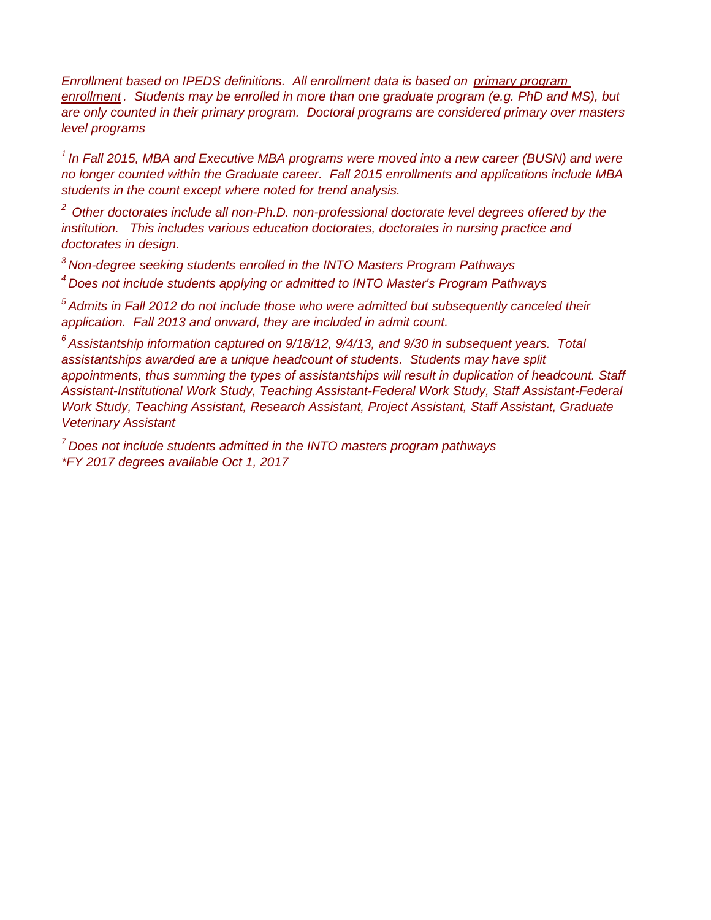*Enrollment based on IPEDS definitions. All enrollment data is based on primary program enrollment. Students may be enrolled in more than one graduate program (e.g. PhD and MS), but are only counted in their primary program. Doctoral programs are considered primary over masters level programs*

[1] *In Fall 2015, MBA and Executive MBA programs were moved into a new career (BUSN) and were no longer counted within the Graduate career. Fall 2015 enrollments and applications include MBA students in the count except where noted for trend analysis.*

[2] *Other doctorates include all non-Ph.D. non-professional doctorate level degrees offered by the institution. This includes various education doctorates, doctorates in nursing practice and doctorates in design.*

[3] *Non-degree seeking students enrolled in the INTO Masters Program Pathways*

[4] *Does not include students applying or admitted to INTO Master's Program Pathways*

[5] *Admits in Fall 2012 do not include those who were admitted but subsequently canceled their application. Fall 2013 and onward, they are included in admit count.*

[6] *Assistantship information captured on 9/18/12, 9/4/13, and 9/30 in subsequent years. Total assistantships awarded are a unique headcount of students. Students may have split appointments, thus summing the types of assistantships will result in duplication of headcount. Staff Assistant-Institutional Work Study, Teaching Assistant-Federal Work Study, Staff Assistant-Federal Work Study, Teaching Assistant, Research Assistant, Project Assistant, Staff Assistant, Graduate Veterinary Assistant*

[7] *Does not include students admitted in the INTO masters program pathways*
*FY 2017 degrees available Oct 1, 2017*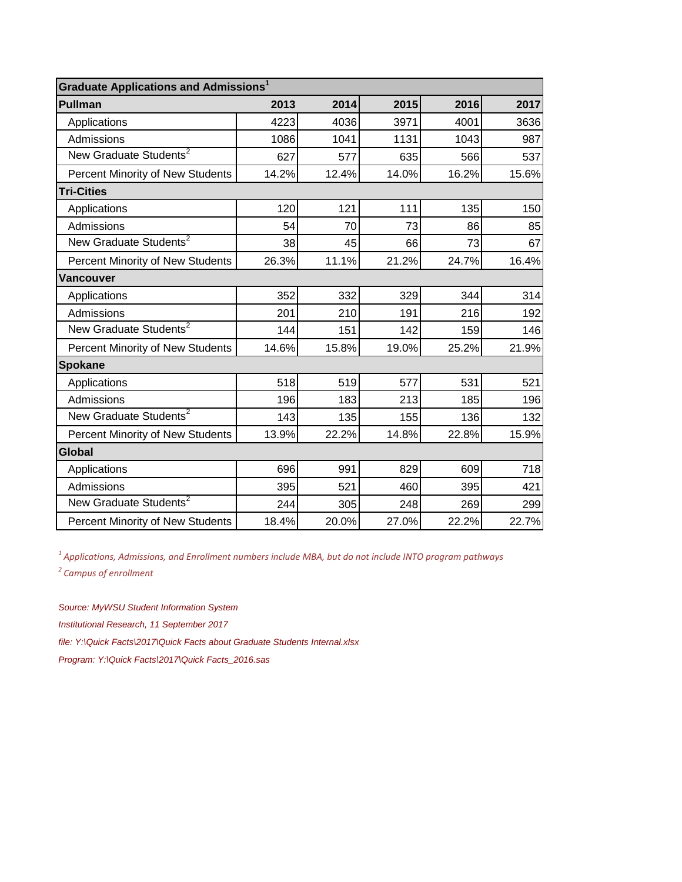| Graduate Applications and Admissions[1] | | | | | |
|---|---|---|---|---|---|
| **Pullman** | **2013** | **2014** | **2015** | **2016** | **2017** |
| Applications | 4223 | 4036 | 3971 | 4001 | 3636 |
| Admissions | 1086 | 1041 | 1131 | 1043 | 987 |
| New Graduate Students[2] | 627 | 577 | 635 | 566 | 537 |
| Percent Minority of New Students | 14.2% | 12.4% | 14.0% | 16.2% | 15.6% |
| **Tri-Cities** | | | | | |
| Applications | 120 | 121 | 111 | 135 | 150 |
| Admissions | 54 | 70 | 73 | 86 | 85 |
| New Graduate Students[2] | 38 | 45 | 66 | 73 | 67 |
| Percent Minority of New Students | 26.3% | 11.1% | 21.2% | 24.7% | 16.4% |
| **Vancouver** | | | | | |
| Applications | 352 | 332 | 329 | 344 | 314 |
| Admissions | 201 | 210 | 191 | 216 | 192 |
| New Graduate Students[2] | 144 | 151 | 142 | 159 | 146 |
| Percent Minority of New Students | 14.6% | 15.8% | 19.0% | 25.2% | 21.9% |
| **Spokane** | | | | | |
| Applications | 518 | 519 | 577 | 531 | 521 |
| Admissions | 196 | 183 | 213 | 185 | 196 |
| New Graduate Students[2] | 143 | 135 | 155 | 136 | 132 |
| Percent Minority of New Students | 13.9% | 22.2% | 14.8% | 22.8% | 15.9% |
| **Global** | | | | | |
| Applications | 696 | 991 | 829 | 609 | 718 |
| Admissions | 395 | 521 | 460 | 395 | 421 |
| New Graduate Students[2] | 244 | 305 | 248 | 269 | 299 |
| Percent Minority of New Students | 18.4% | 20.0% | 27.0% | 22.2% | 22.7% |

*[1] Applications, Admissions, and Enrollment numbers include MBA, but do not include INTO program pathways*

*[2] Campus of enrollment*

*Source: MyWSU Student Information System*

*Institutional Research, 11 September 2017*

*file: Y:\Quick Facts\2017\Quick Facts about Graduate Students Internal.xlsx*

*Program: Y:\Quick Facts\2017\Quick Facts_2016.sas*